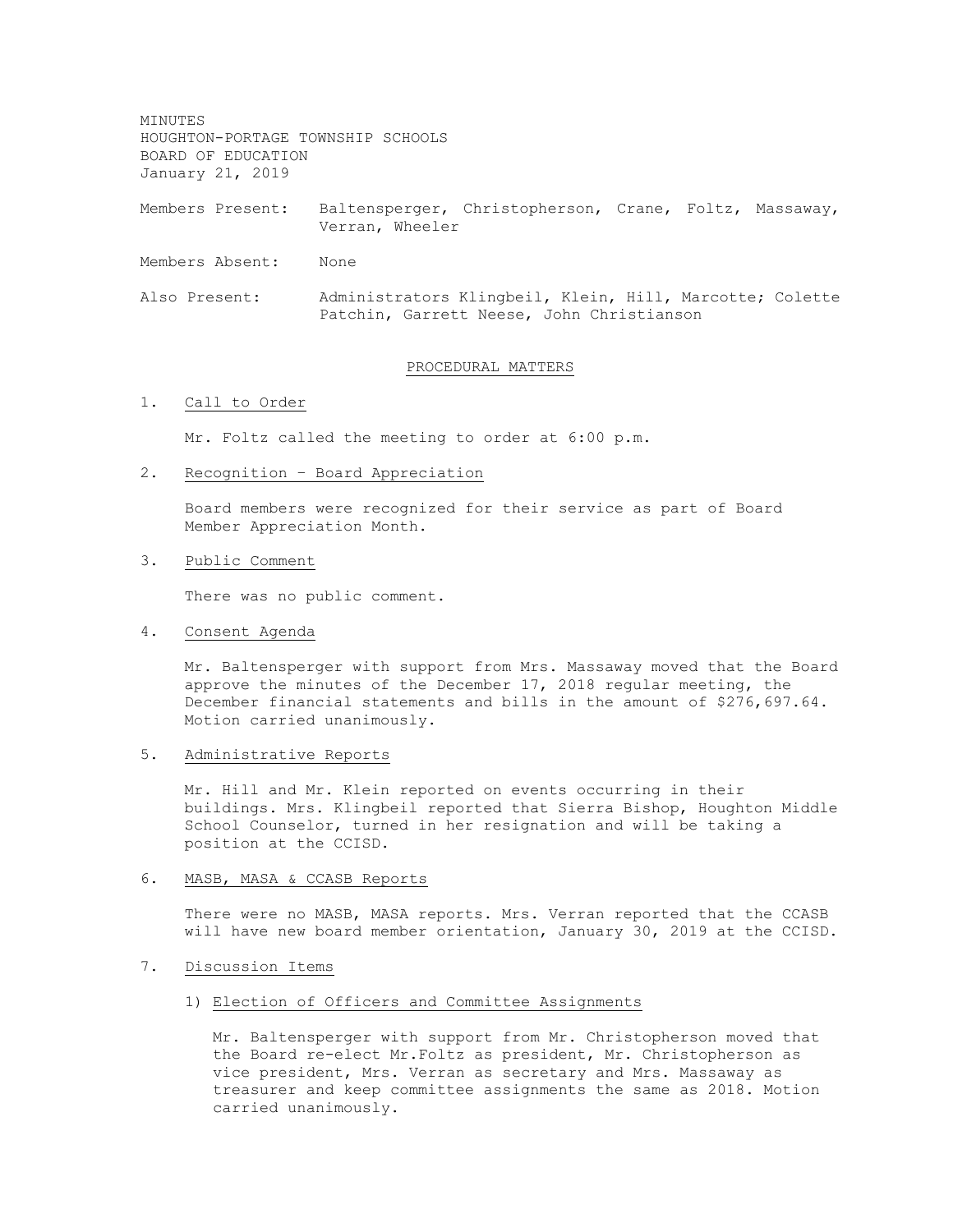MINUTES
HOUGHTON-PORTAGE TOWNSHIP SCHOOLS
BOARD OF EDUCATION
January 21, 2019

Members Present: Baltensperger, Christopherson, Crane, Foltz, Massaway, Verran, Wheeler

Members Absent: None

Also Present: Administrators Klingbeil, Klein, Hill, Marcotte; Colette Patchin, Garrett Neese, John Christianson

## PROCEDURAL MATTERS

1. Call to Order

   Mr. Foltz called the meeting to order at 6:00 p.m.

2. Recognition – Board Appreciation

   Board members were recognized for their service as part of Board Member Appreciation Month.

3. Public Comment

   There was no public comment.

4. Consent Agenda

   Mr. Baltensperger with support from Mrs. Massaway moved that the Board approve the minutes of the December 17, 2018 regular meeting, the December financial statements and bills in the amount of $276,697.64. Motion carried unanimously.

5. Administrative Reports

   Mr. Hill and Mr. Klein reported on events occurring in their buildings. Mrs. Klingbeil reported that Sierra Bishop, Houghton Middle School Counselor, turned in her resignation and will be taking a position at the CCISD.

6. MASB, MASA & CCASB Reports

   There were no MASB, MASA reports. Mrs. Verran reported that the CCASB will have new board member orientation, January 30, 2019 at the CCISD.

7. Discussion Items

   1) Election of Officers and Committee Assignments

      Mr. Baltensperger with support from Mr. Christopherson moved that the Board re-elect Mr.Foltz as president, Mr. Christopherson as vice president, Mrs. Verran as secretary and Mrs. Massaway as treasurer and keep committee assignments the same as 2018. Motion carried unanimously.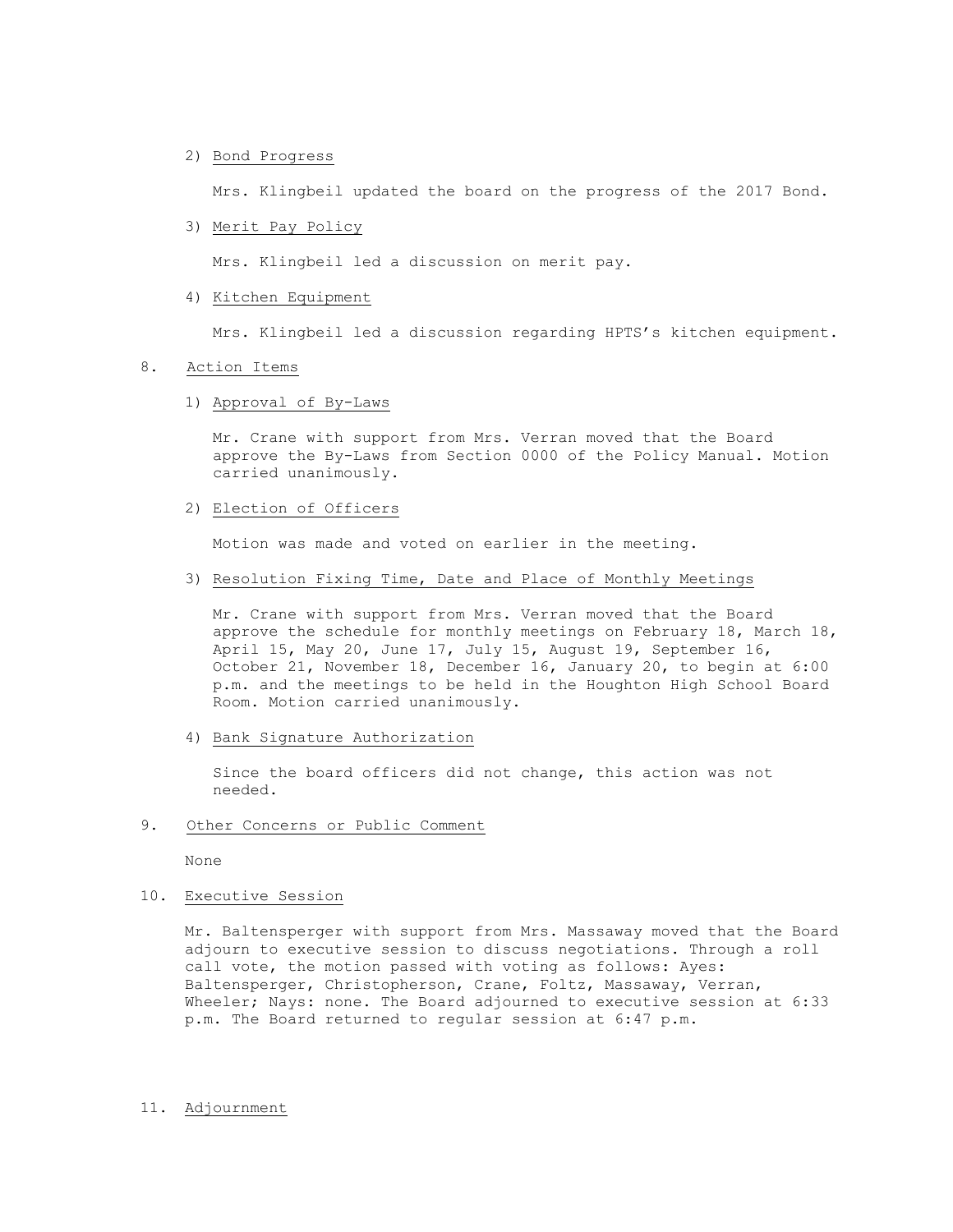2) Bond Progress

   Mrs. Klingbeil updated the board on the progress of the 2017 Bond.

3) Merit Pay Policy

   Mrs. Klingbeil led a discussion on merit pay.

4) Kitchen Equipment

   Mrs. Klingbeil led a discussion regarding HPTS's kitchen equipment.

## 8. Action Items

1) Approval of By-Laws

   Mr. Crane with support from Mrs. Verran moved that the Board approve the By-Laws from Section 0000 of the Policy Manual. Motion carried unanimously.

2) Election of Officers

   Motion was made and voted on earlier in the meeting.

3) Resolution Fixing Time, Date and Place of Monthly Meetings

   Mr. Crane with support from Mrs. Verran moved that the Board approve the schedule for monthly meetings on February 18, March 18, April 15, May 20, June 17, July 15, August 19, September 16, October 21, November 18, December 16, January 20, to begin at 6:00 p.m. and the meetings to be held in the Houghton High School Board Room. Motion carried unanimously.

4) Bank Signature Authorization

   Since the board officers did not change, this action was not needed.

## 9. Other Concerns or Public Comment

None

## 10. Executive Session

Mr. Baltensperger with support from Mrs. Massaway moved that the Board adjourn to executive session to discuss negotiations. Through a roll call vote, the motion passed with voting as follows: Ayes: Baltensperger, Christopherson, Crane, Foltz, Massaway, Verran, Wheeler; Nays: none. The Board adjourned to executive session at 6:33 p.m. The Board returned to regular session at 6:47 p.m.

## 11. Adjournment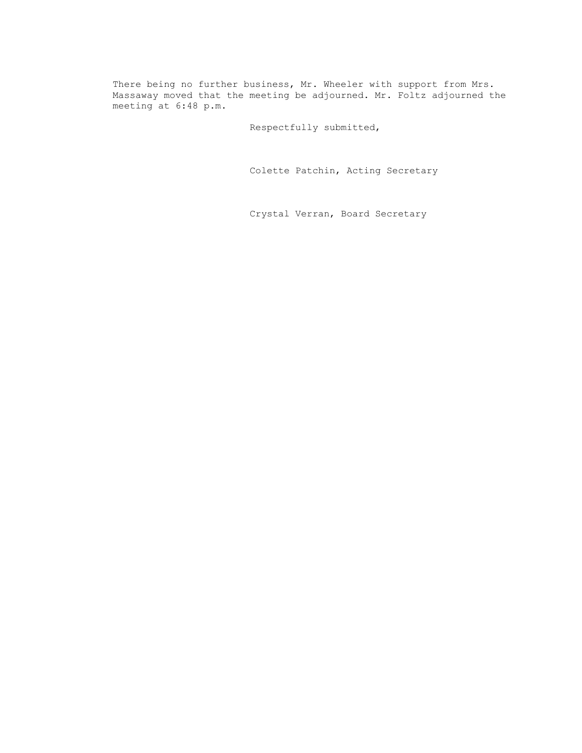There being no further business, Mr. Wheeler with support from Mrs. Massaway moved that the meeting be adjourned. Mr. Foltz adjourned the meeting at 6:48 p.m.

Respectfully submitted,

Colette Patchin, Acting Secretary

Crystal Verran, Board Secretary